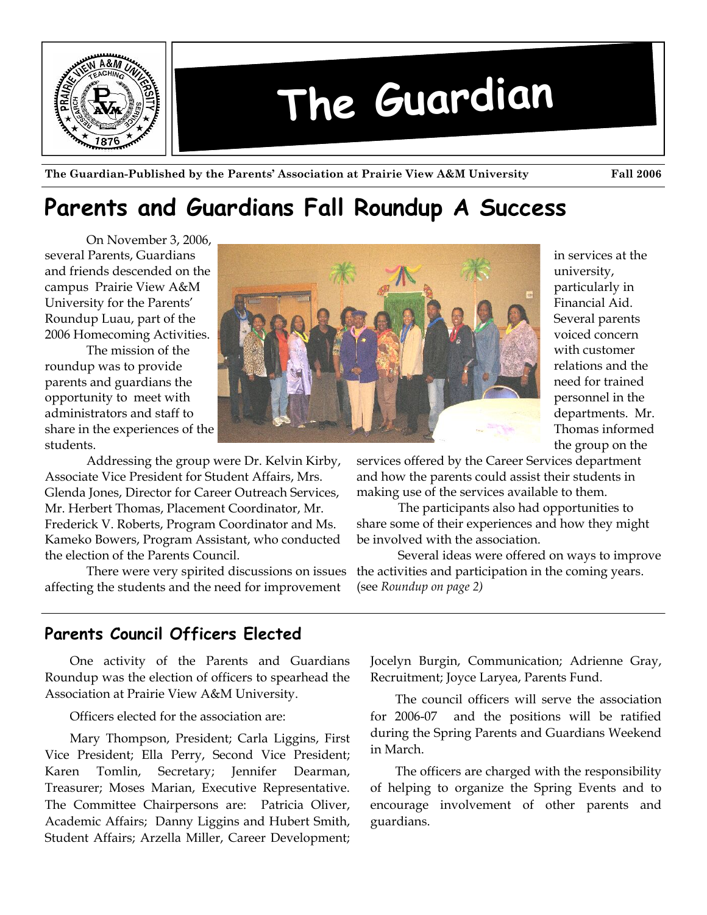# The Guardian

**The Guardian-Published by the Parents' Association at Prairie View A&M University** **Fall 2006**

## Parents and Guardians Fall Roundup A Success

On November 3, 2006, several Parents, Guardians and friends descended on the campus Prairie View A&M University for the Parents' Roundup Luau, part of the 2006 Homecoming Activities.

The mission of the roundup was to provide parents and guardians the opportunity to meet with administrators and staff to share in the experiences of the students.

Addressing the group were Dr. Kelvin Kirby, Associate Vice President for Student Affairs, Mrs. Glenda Jones, Director for Career Outreach Services, Mr. Herbert Thomas, Placement Coordinator, Mr. Frederick V. Roberts, Program Coordinator and Ms. Kameko Bowers, Program Assistant, who conducted the election of the Parents Council.

There were very spirited discussions on issues affecting the students and the need for improvement in services at the university, particularly in Financial Aid. Several parents voiced concern with customer relations and the need for trained personnel in the departments. Mr. Thomas informed the group on the services offered by the Career Services department and how the parents could assist their students in making use of the services available to them.

The participants also had opportunities to share some of their experiences and how they might be involved with the association.

Several ideas were offered on ways to improve the activities and participation in the coming years. (see *Roundup on page 2)*

### Parents Council Officers Elected

One activity of the Parents and Guardians Roundup was the election of officers to spearhead the Association at Prairie View A&M University.

Officers elected for the association are:

Mary Thompson, President; Carla Liggins, First Vice President; Ella Perry, Second Vice President; Karen Tomlin, Secretary; Jennifer Dearman, Treasurer; Moses Marian, Executive Representative. The Committee Chairpersons are: Patricia Oliver, Academic Affairs; Danny Liggins and Hubert Smith, Student Affairs; Arzella Miller, Career Development; Jocelyn Burgin, Communication; Adrienne Gray, Recruitment; Joyce Laryea, Parents Fund.

The council officers will serve the association for 2006-07 and the positions will be ratified during the Spring Parents and Guardians Weekend in March.

The officers are charged with the responsibility of helping to organize the Spring Events and to encourage involvement of other parents and guardians.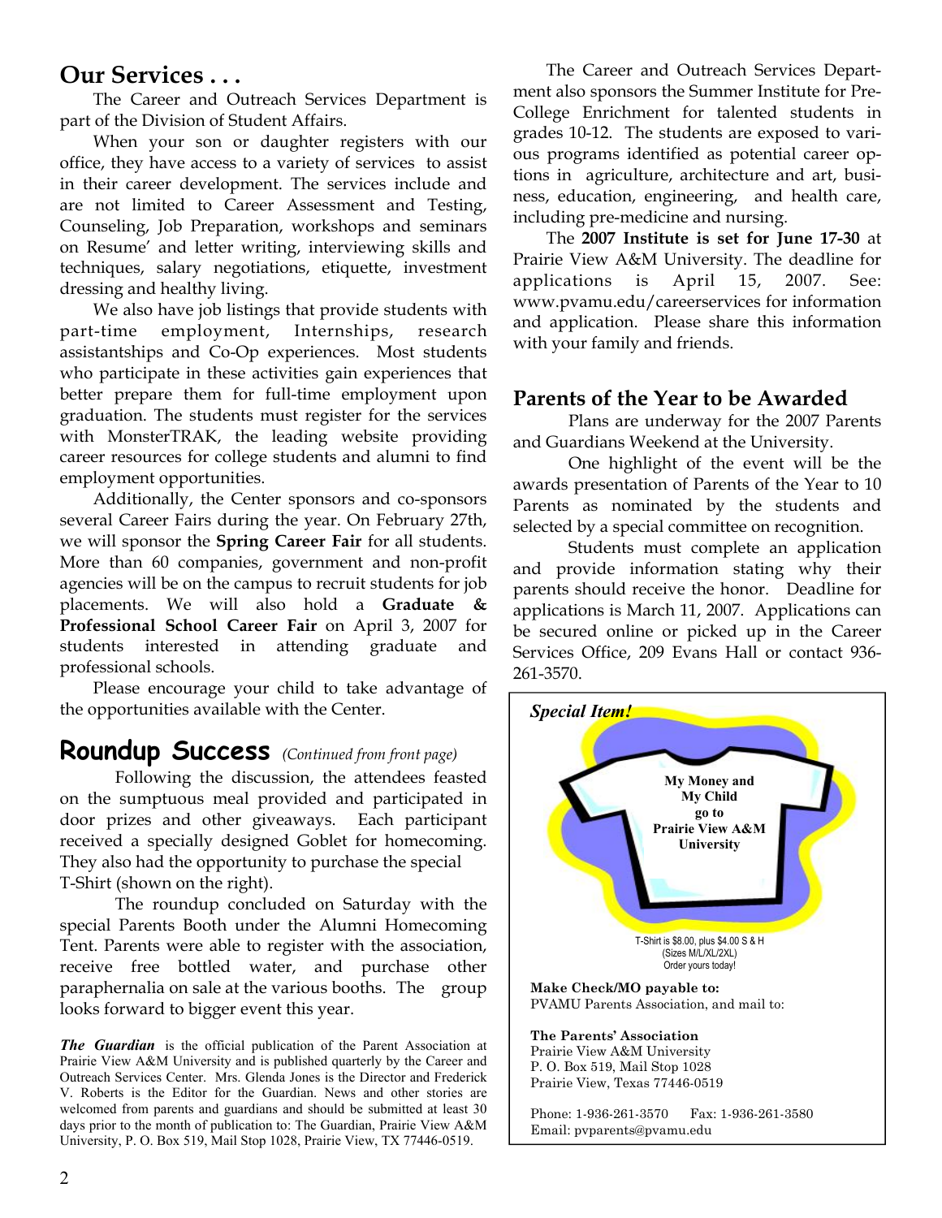## Our Services . . .

The Career and Outreach Services Department is part of the Division of Student Affairs.

When your son or daughter registers with our office, they have access to a variety of services to assist in their career development. The services include and are not limited to Career Assessment and Testing, Counseling, Job Preparation, workshops and seminars on Resume' and letter writing, interviewing skills and techniques, salary negotiations, etiquette, investment dressing and healthy living.

We also have job listings that provide students with part-time employment, Internships, research assistantships and Co-Op experiences. Most students who participate in these activities gain experiences that better prepare them for full-time employment upon graduation. The students must register for the services with MonsterTRAK, the leading website providing career resources for college students and alumni to find employment opportunities.

Additionally, the Center sponsors and co-sponsors several Career Fairs during the year. On February 27th, we will sponsor the **Spring Career Fair** for all students. More than 60 companies, government and non-profit agencies will be on the campus to recruit students for job placements. We will also hold a **Graduate & Professional School Career Fair** on April 3, 2007 for students interested in attending graduate and professional schools.

Please encourage your child to take advantage of the opportunities available with the Center.

## Roundup Success *(Continued from front page)*

Following the discussion, the attendees feasted on the sumptuous meal provided and participated in door prizes and other giveaways. Each participant received a specially designed Goblet for homecoming. They also had the opportunity to purchase the special T-Shirt (shown on the right).

The roundup concluded on Saturday with the special Parents Booth under the Alumni Homecoming Tent. Parents were able to register with the association, receive free bottled water, and purchase other paraphernalia on sale at the various booths. The group looks forward to bigger event this year.

***The Guardian*** is the official publication of the Parent Association at Prairie View A&M University and is published quarterly by the Career and Outreach Services Center. Mrs. Glenda Jones is the Director and Frederick V. Roberts is the Editor for the Guardian. News and other stories are welcomed from parents and guardians and should be submitted at least 30 days prior to the month of publication to: The Guardian, Prairie View A&M University, P. O. Box 519, Mail Stop 1028, Prairie View, TX 77446-0519.

The Career and Outreach Services Department also sponsors the Summer Institute for Pre-College Enrichment for talented students in grades 10-12. The students are exposed to various programs identified as potential career options in agriculture, architecture and art, business, education, engineering, and health care, including pre-medicine and nursing.

The **2007 Institute is set for June 17-30** at Prairie View A&M University. The deadline for applications is April 15, 2007. See: www.pvamu.edu/careerservices for information and application. Please share this information with your family and friends.

## Parents of the Year to be Awarded

Plans are underway for the 2007 Parents and Guardians Weekend at the University.

One highlight of the event will be the awards presentation of Parents of the Year to 10 Parents as nominated by the students and selected by a special committee on recognition.

Students must complete an application and provide information stating why their parents should receive the honor. Deadline for applications is March 11, 2007. Applications can be secured online or picked up in the Career Services Office, 209 Evans Hall or contact 936-261-3570.

***Special Item!***

**My Money and My Child go to Prairie View A&M University**

T-Shirt is $8.00, plus $4.00 S & H
(Sizes M/L/XL/2XL)
Order yours today!

**Make Check/MO payable to:**
PVAMU Parents Association, and mail to:

**The Parents' Association**
Prairie View A&M University
P. O. Box 519, Mail Stop 1028
Prairie View, Texas 77446-0519

Phone: 1-936-261-3570 Fax: 1-936-261-3580
Email: pvparents@pvamu.edu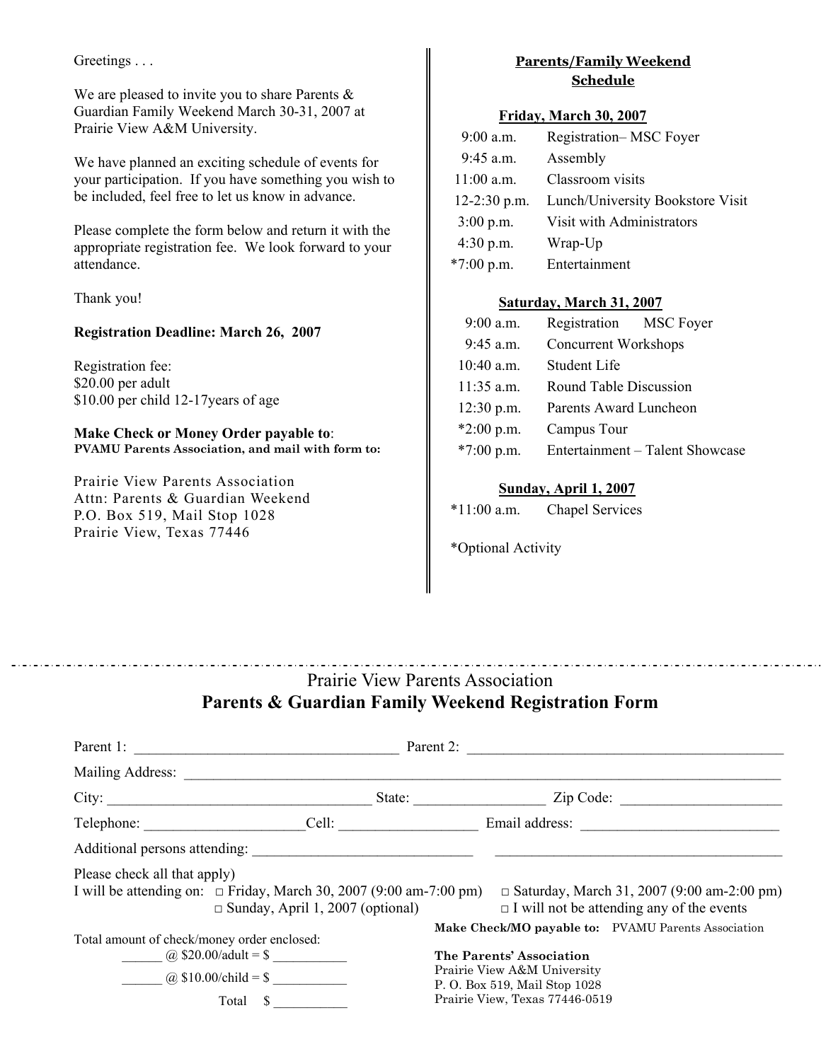Greetings . . .

We are pleased to invite you to share Parents & Guardian Family Weekend March 30-31, 2007 at Prairie View A&M University.

We have planned an exciting schedule of events for your participation. If you have something you wish to be included, feel free to let us know in advance.

Please complete the form below and return it with the appropriate registration fee. We look forward to your attendance.

Thank you!

**Registration Deadline: March 26, 2007**

Registration fee:
$20.00 per adult
$10.00 per child 12-17years of age

**Make Check or Money Order payable to**:
**PVAMU Parents Association, and mail with form to:**

Prairie View Parents Association
Attn: Parents & Guardian Weekend
P.O. Box 519, Mail Stop 1028
Prairie View, Texas 77446

## Parents/Family Weekend Schedule

### Friday, March 30, 2007

| | |
|---|---|
| 9:00 a.m. | Registration– MSC Foyer |
| 9:45 a.m. | Assembly |
| 11:00 a.m. | Classroom visits |
| 12-2:30 p.m. | Lunch/University Bookstore Visit |
| 3:00 p.m. | Visit with Administrators |
| 4:30 p.m. | Wrap-Up |
| *7:00 p.m. | Entertainment |

### Saturday, March 31, 2007

| | |
|---|---|
| 9:00 a.m. | Registration MSC Foyer |
| 9:45 a.m. | Concurrent Workshops |
| 10:40 a.m. | Student Life |
| 11:35 a.m. | Round Table Discussion |
| 12:30 p.m. | Parents Award Luncheon |
| *2:00 p.m. | Campus Tour |
| *7:00 p.m. | Entertainment – Talent Showcase |

### Sunday, April 1, 2007

| | |
|---|---|
| *11:00 a.m. | Chapel Services |

*Optional Activity

---

## Prairie View Parents Association
## Parents & Guardian Family Weekend Registration Form

Parent 1: ___________________________________ Parent 2: ___________________________________________

Mailing Address: _______________________________________________________________________________

City: ___________________________________ State: _________________ Zip Code: _____________________

Telephone: _____________________Cell: __________________ Email address: __________________________

Additional persons attending: ______________________________ ______________________________________

Please check all that apply)
I will be attending on: □ Friday, March 30, 2007 (9:00 am-7:00 pm) □ Saturday, March 31, 2007 (9:00 am-2:00 pm)
□ Sunday, April 1, 2007 (optional) □ I will not be attending any of the events

Total amount of check/money order enclosed:
______ @ $20.00/adult = $ __________
______ @ $10.00/child = $ __________
Total $ __________

**Make Check/MO payable to:** PVAMU Parents Association

**The Parents' Association**
Prairie View A&M University
P. O. Box 519, Mail Stop 1028
Prairie View, Texas 77446-0519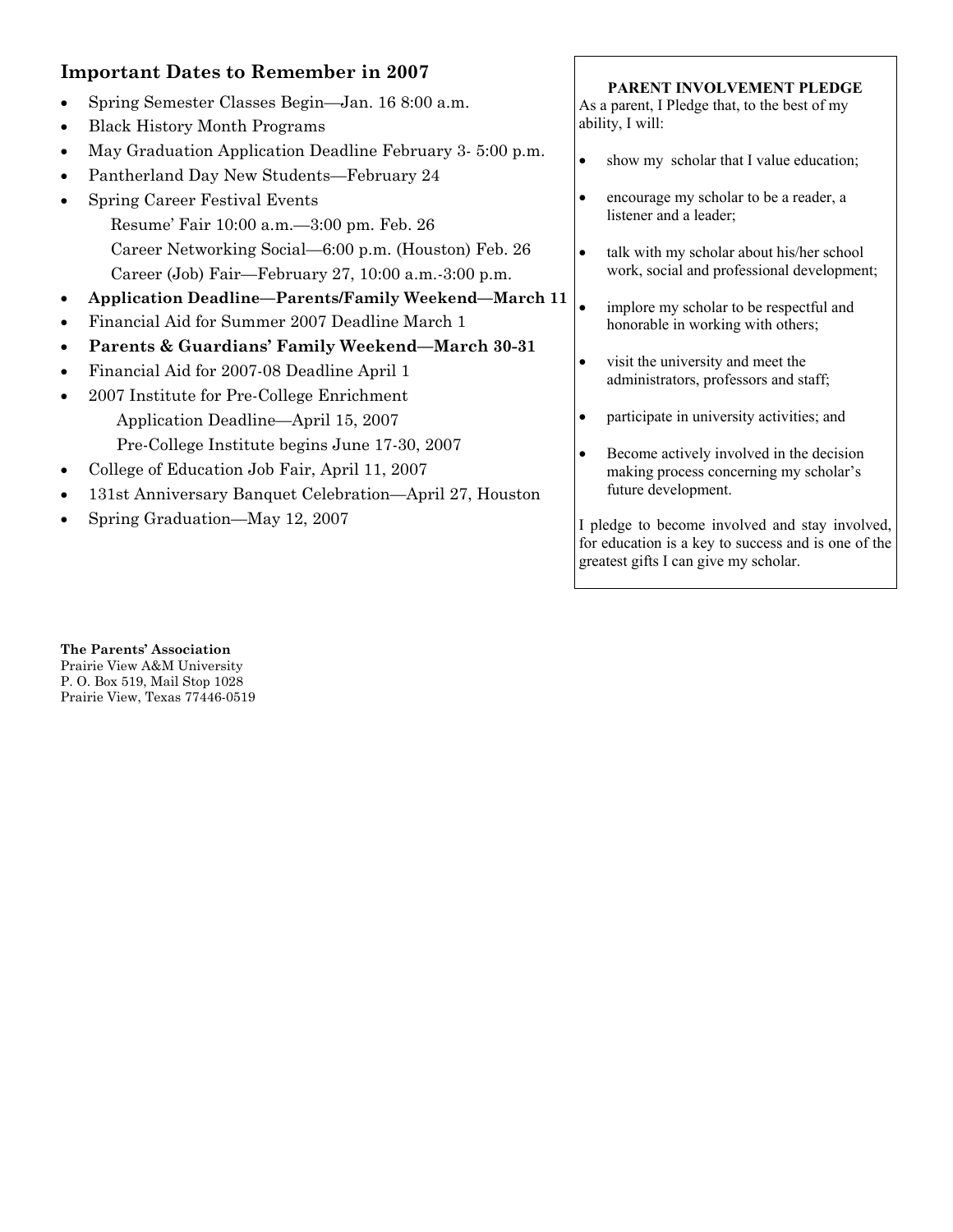## Important Dates to Remember in 2007

- Spring Semester Classes Begin—Jan. 16 8:00 a.m.
- Black History Month Programs
- May Graduation Application Deadline February 3- 5:00 p.m.
- Pantherland Day New Students—February 24
- Spring Career Festival Events
  - Resume' Fair 10:00 a.m.—3:00 pm. Feb. 26
  - Career Networking Social—6:00 p.m. (Houston) Feb. 26
  - Career (Job) Fair—February 27, 10:00 a.m.-3:00 p.m.
- **Application Deadline—Parents/Family Weekend—March 11**
- Financial Aid for Summer 2007 Deadline March 1
- **Parents & Guardians' Family Weekend—March 30-31**
- Financial Aid for 2007-08 Deadline April 1
- 2007 Institute for Pre-College Enrichment
  - Application Deadline—April 15, 2007
  - Pre-College Institute begins June 17-30, 2007
- College of Education Job Fair, April 11, 2007
- 131st Anniversary Banquet Celebration—April 27, Houston
- Spring Graduation—May 12, 2007

**PARENT INVOLVEMENT PLEDGE**

As a parent, I Pledge that, to the best of my ability, I will:

- show my scholar that I value education;
- encourage my scholar to be a reader, a listener and a leader;
- talk with my scholar about his/her school work, social and professional development;
- implore my scholar to be respectful and honorable in working with others;
- visit the university and meet the administrators, professors and staff;
- participate in university activities; and
- Become actively involved in the decision making process concerning my scholar's future development.

I pledge to become involved and stay involved, for education is a key to success and is one of the greatest gifts I can give my scholar.

**The Parents' Association**
Prairie View A&M University
P. O. Box 519, Mail Stop 1028
Prairie View, Texas 77446-0519